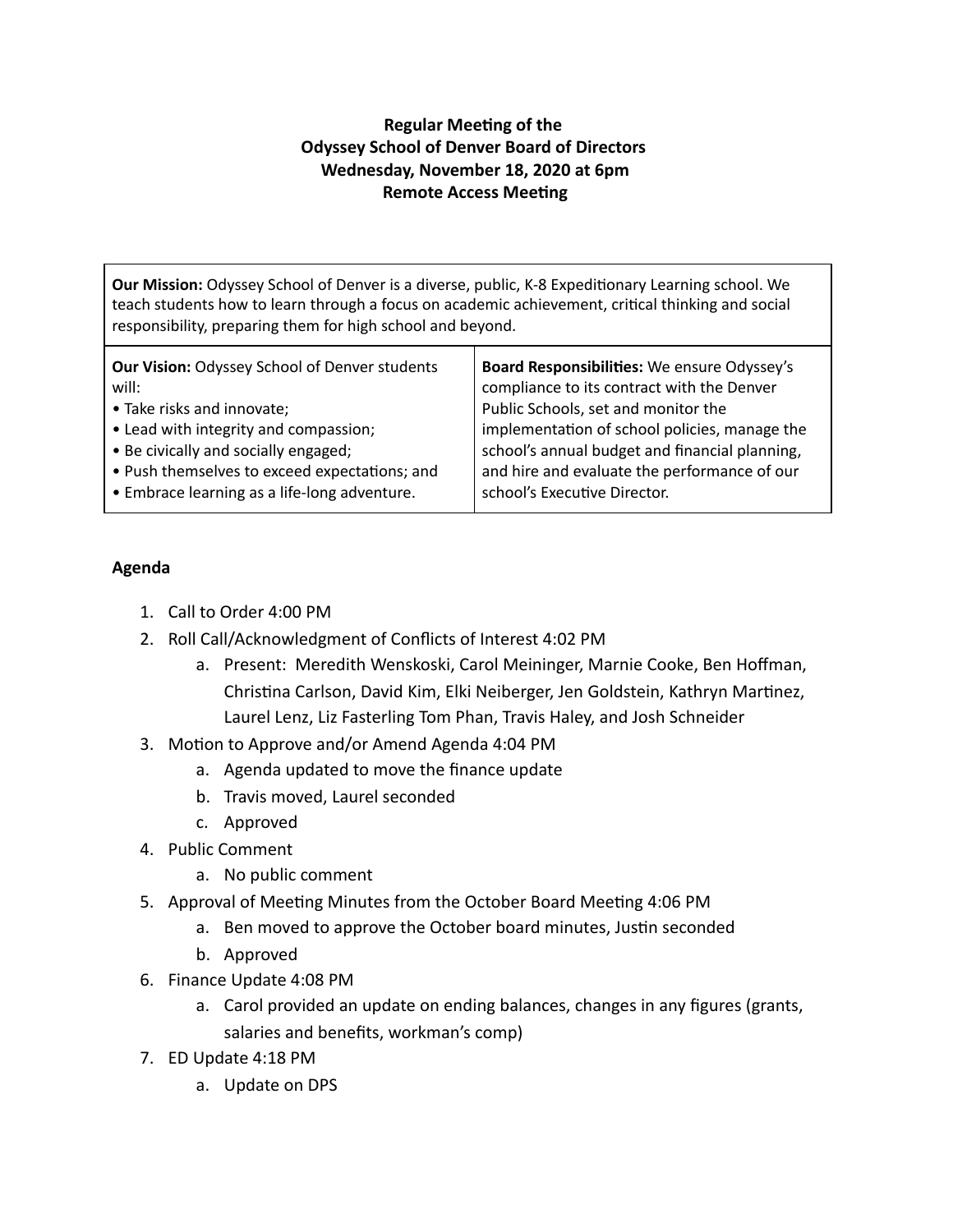**Regular Meeting of the**
**Odyssey School of Denver Board of Directors**
**Wednesday, November 18, 2020 at 6pm**
**Remote Access Meeting**

| **Our Mission:** Odyssey School of Denver is a diverse, public, K-8 Expeditionary Learning school. We teach students how to learn through a focus on academic achievement, critical thinking and social responsibility, preparing them for high school and beyond. | |
|---|---|
| **Our Vision:** Odyssey School of Denver students will:<br>• Take risks and innovate;<br>• Lead with integrity and compassion;<br>• Be civically and socially engaged;<br>• Push themselves to exceed expectations; and<br>• Embrace learning as a life-long adventure. | **Board Responsibilities:** We ensure Odyssey's compliance to its contract with the Denver Public Schools, set and monitor the implementation of school policies, manage the school's annual budget and financial planning, and hire and evaluate the performance of our school's Executive Director. |

## Agenda

1. Call to Order 4:00 PM
2. Roll Call/Acknowledgment of Conflicts of Interest 4:02 PM
   a. Present: Meredith Wenskoski, Carol Meininger, Marnie Cooke, Ben Hoffman, Christina Carlson, David Kim, Elki Neiberger, Jen Goldstein, Kathryn Martinez, Laurel Lenz, Liz Fasterling Tom Phan, Travis Haley, and Josh Schneider
3. Motion to Approve and/or Amend Agenda 4:04 PM
   a. Agenda updated to move the finance update
   b. Travis moved, Laurel seconded
   c. Approved
4. Public Comment
   a. No public comment
5. Approval of Meeting Minutes from the October Board Meeting 4:06 PM
   a. Ben moved to approve the October board minutes, Justin seconded
   b. Approved
6. Finance Update 4:08 PM
   a. Carol provided an update on ending balances, changes in any figures (grants, salaries and benefits, workman's comp)
7. ED Update 4:18 PM
   a. Update on DPS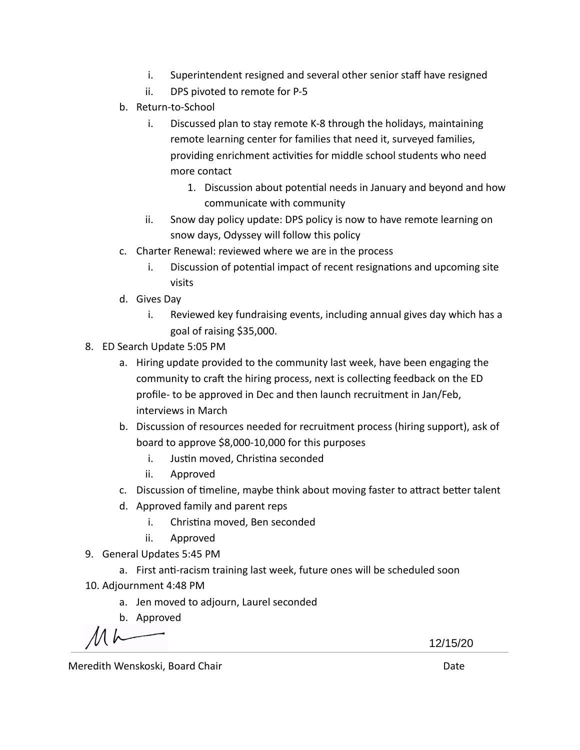i. Superintendent resigned and several other senior staff have resigned
   ii. DPS pivoted to remote for P-5

b. Return-to-School
   i. Discussed plan to stay remote K-8 through the holidays, maintaining remote learning center for families that need it, surveyed families, providing enrichment activities for middle school students who need more contact
      1. Discussion about potential needs in January and beyond and how communicate with community
   ii. Snow day policy update: DPS policy is now to have remote learning on snow days, Odyssey will follow this policy

c. Charter Renewal: reviewed where we are in the process
   i. Discussion of potential impact of recent resignations and upcoming site visits

d. Gives Day
   i. Reviewed key fundraising events, including annual gives day which has a goal of raising $35,000.

8. ED Search Update 5:05 PM
   a. Hiring update provided to the community last week, have been engaging the community to craft the hiring process, next is collecting feedback on the ED profile- to be approved in Dec and then launch recruitment in Jan/Feb, interviews in March
   b. Discussion of resources needed for recruitment process (hiring support), ask of board to approve $8,000-10,000 for this purposes
      i. Justin moved, Christina seconded
      ii. Approved
   c. Discussion of timeline, maybe think about moving faster to attract better talent
   d. Approved family and parent reps
      i. Christina moved, Ben seconded
      ii. Approved

9. General Updates 5:45 PM
   a. First anti-racism training last week, future ones will be scheduled soon

10. Adjournment 4:48 PM
    a. Jen moved to adjourn, Laurel seconded
    b. Approved

12/15/20

Meredith Wenskoski, Board Chair | Date